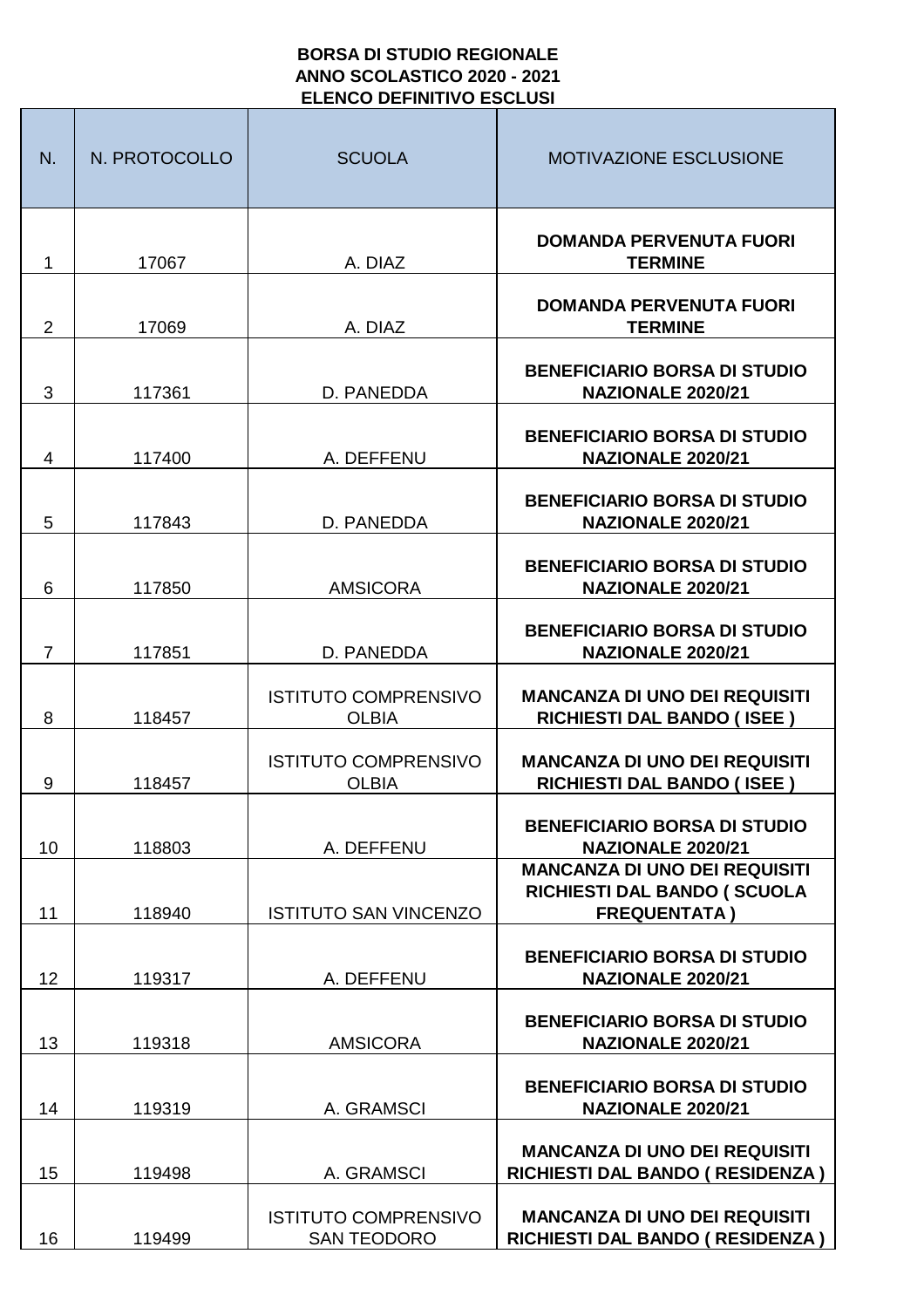**BORSA DI STUDIO REGIONALE**
**ANNO SCOLASTICO 2020 - 2021**
**ELENCO DEFINITIVO ESCLUSI**

| N. | N. PROTOCOLLO | SCUOLA | MOTIVAZIONE ESCLUSIONE |
|---|---|---|---|
| 1 | 17067 | A. DIAZ | **DOMANDA PERVENUTA FUORI TERMINE** |
| 2 | 17069 | A. DIAZ | **DOMANDA PERVENUTA FUORI TERMINE** |
| 3 | 117361 | D. PANEDDA | **BENEFICIARIO BORSA DI STUDIO NAZIONALE 2020/21** |
| 4 | 117400 | A. DEFFENU | **BENEFICIARIO BORSA DI STUDIO NAZIONALE 2020/21** |
| 5 | 117843 | D. PANEDDA | **BENEFICIARIO BORSA DI STUDIO NAZIONALE 2020/21** |
| 6 | 117850 | AMSICORA | **BENEFICIARIO BORSA DI STUDIO NAZIONALE 2020/21** |
| 7 | 117851 | D. PANEDDA | **BENEFICIARIO BORSA DI STUDIO NAZIONALE 2020/21** |
| 8 | 118457 | ISTITUTO COMPRENSIVO OLBIA | **MANCANZA DI UNO DEI REQUISITI RICHIESTI DAL BANDO ( ISEE )** |
| 9 | 118457 | ISTITUTO COMPRENSIVO OLBIA | **MANCANZA DI UNO DEI REQUISITI RICHIESTI DAL BANDO ( ISEE )** |
| 10 | 118803 | A. DEFFENU | **BENEFICIARIO BORSA DI STUDIO NAZIONALE 2020/21** |
| 11 | 118940 | ISTITUTO SAN VINCENZO | **MANCANZA DI UNO DEI REQUISITI RICHIESTI DAL BANDO ( SCUOLA FREQUENTATA )** |
| 12 | 119317 | A. DEFFENU | **BENEFICIARIO BORSA DI STUDIO NAZIONALE 2020/21** |
| 13 | 119318 | AMSICORA | **BENEFICIARIO BORSA DI STUDIO NAZIONALE 2020/21** |
| 14 | 119319 | A. GRAMSCI | **BENEFICIARIO BORSA DI STUDIO NAZIONALE 2020/21** |
| 15 | 119498 | A. GRAMSCI | **MANCANZA DI UNO DEI REQUISITI RICHIESTI DAL BANDO ( RESIDENZA )** |
| 16 | 119499 | ISTITUTO COMPRENSIVO SAN TEODORO | **MANCANZA DI UNO DEI REQUISITI RICHIESTI DAL BANDO ( RESIDENZA )** |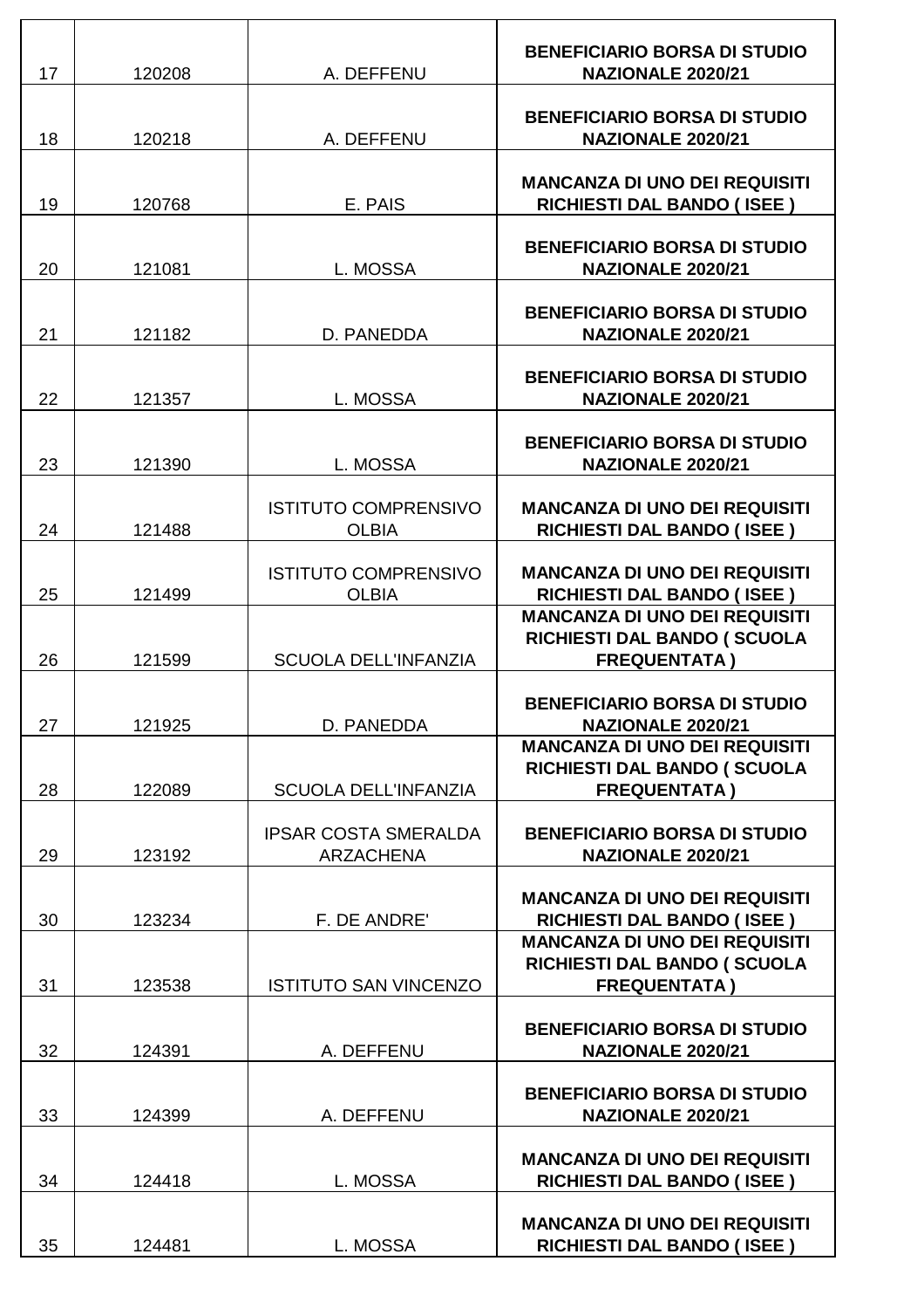| | | | |
|---|---|---|---|
| 17 | 120208 | A. DEFFENU | **BENEFICIARIO BORSA DI STUDIO NAZIONALE 2020/21** |
| 18 | 120218 | A. DEFFENU | **BENEFICIARIO BORSA DI STUDIO NAZIONALE 2020/21** |
| 19 | 120768 | E. PAIS | **MANCANZA DI UNO DEI REQUISITI RICHIESTI DAL BANDO ( ISEE )** |
| 20 | 121081 | L. MOSSA | **BENEFICIARIO BORSA DI STUDIO NAZIONALE 2020/21** |
| 21 | 121182 | D. PANEDDA | **BENEFICIARIO BORSA DI STUDIO NAZIONALE 2020/21** |
| 22 | 121357 | L. MOSSA | **BENEFICIARIO BORSA DI STUDIO NAZIONALE 2020/21** |
| 23 | 121390 | L. MOSSA | **BENEFICIARIO BORSA DI STUDIO NAZIONALE 2020/21** |
| 24 | 121488 | ISTITUTO COMPRENSIVO OLBIA | **MANCANZA DI UNO DEI REQUISITI RICHIESTI DAL BANDO ( ISEE )** |
| 25 | 121499 | ISTITUTO COMPRENSIVO OLBIA | **MANCANZA DI UNO DEI REQUISITI RICHIESTI DAL BANDO ( ISEE )** |
| 26 | 121599 | SCUOLA DELL'INFANZIA | **MANCANZA DI UNO DEI REQUISITI RICHIESTI DAL BANDO ( SCUOLA FREQUENTATA )** |
| 27 | 121925 | D. PANEDDA | **BENEFICIARIO BORSA DI STUDIO NAZIONALE 2020/21** |
| 28 | 122089 | SCUOLA DELL'INFANZIA | **MANCANZA DI UNO DEI REQUISITI RICHIESTI DAL BANDO ( SCUOLA FREQUENTATA )** |
| 29 | 123192 | IPSAR COSTA SMERALDA ARZACHENA | **BENEFICIARIO BORSA DI STUDIO NAZIONALE 2020/21** |
| 30 | 123234 | F. DE ANDRE' | **MANCANZA DI UNO DEI REQUISITI RICHIESTI DAL BANDO ( ISEE )** |
| 31 | 123538 | ISTITUTO SAN VINCENZO | **MANCANZA DI UNO DEI REQUISITI RICHIESTI DAL BANDO ( SCUOLA FREQUENTATA )** |
| 32 | 124391 | A. DEFFENU | **BENEFICIARIO BORSA DI STUDIO NAZIONALE 2020/21** |
| 33 | 124399 | A. DEFFENU | **BENEFICIARIO BORSA DI STUDIO NAZIONALE 2020/21** |
| 34 | 124418 | L. MOSSA | **MANCANZA DI UNO DEI REQUISITI RICHIESTI DAL BANDO ( ISEE )** |
| 35 | 124481 | L. MOSSA | **MANCANZA DI UNO DEI REQUISITI RICHIESTI DAL BANDO ( ISEE )** |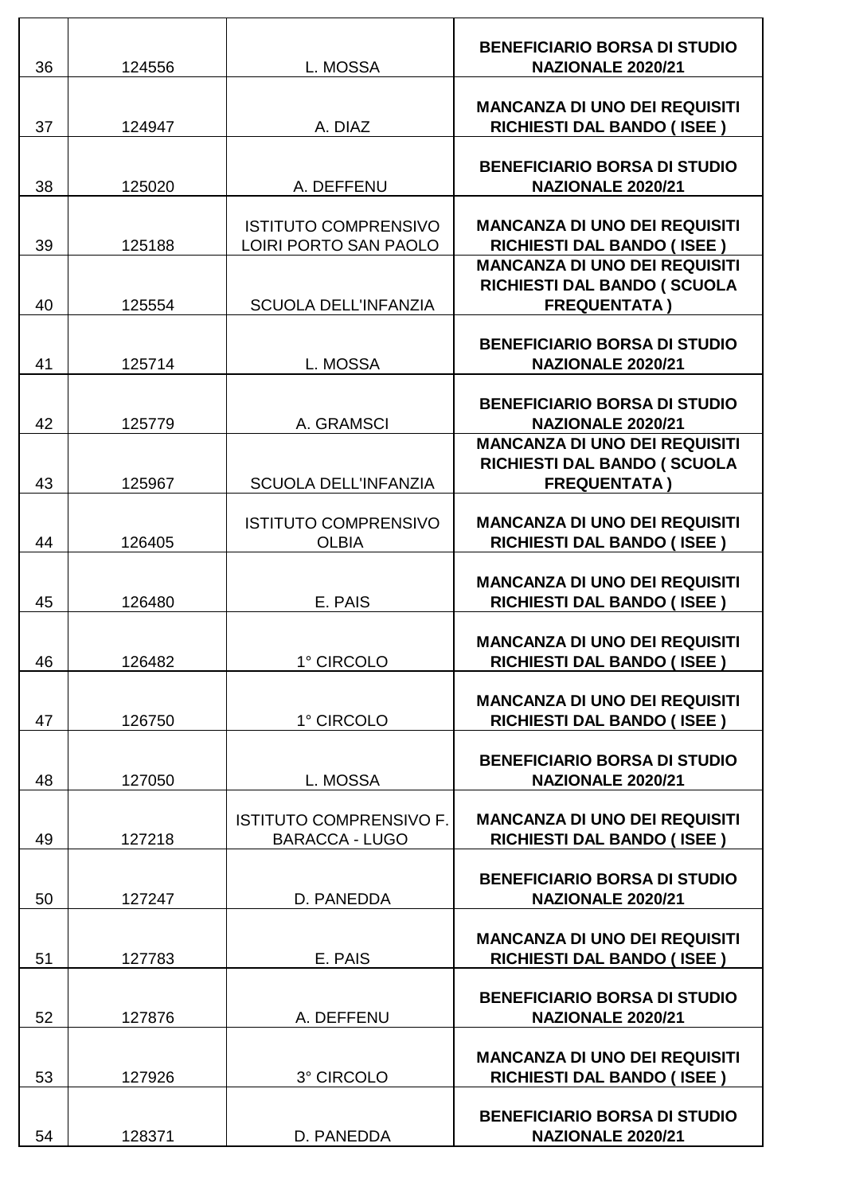| | | | |
|---|---|---|---|
| 36 | 124556 | L. MOSSA | **BENEFICIARIO BORSA DI STUDIO NAZIONALE 2020/21** |
| 37 | 124947 | A. DIAZ | **MANCANZA DI UNO DEI REQUISITI RICHIESTI DAL BANDO ( ISEE )** |
| 38 | 125020 | A. DEFFENU | **BENEFICIARIO BORSA DI STUDIO NAZIONALE 2020/21** |
| 39 | 125188 | ISTITUTO COMPRENSIVO LOIRI PORTO SAN PAOLO | **MANCANZA DI UNO DEI REQUISITI RICHIESTI DAL BANDO ( ISEE )** |
| 40 | 125554 | SCUOLA DELL'INFANZIA | **MANCANZA DI UNO DEI REQUISITI RICHIESTI DAL BANDO ( SCUOLA FREQUENTATA )** |
| 41 | 125714 | L. MOSSA | **BENEFICIARIO BORSA DI STUDIO NAZIONALE 2020/21** |
| 42 | 125779 | A. GRAMSCI | **BENEFICIARIO BORSA DI STUDIO NAZIONALE 2020/21** |
| 43 | 125967 | SCUOLA DELL'INFANZIA | **MANCANZA DI UNO DEI REQUISITI RICHIESTI DAL BANDO ( SCUOLA FREQUENTATA )** |
| 44 | 126405 | ISTITUTO COMPRENSIVO OLBIA | **MANCANZA DI UNO DEI REQUISITI RICHIESTI DAL BANDO ( ISEE )** |
| 45 | 126480 | E. PAIS | **MANCANZA DI UNO DEI REQUISITI RICHIESTI DAL BANDO ( ISEE )** |
| 46 | 126482 | 1° CIRCOLO | **MANCANZA DI UNO DEI REQUISITI RICHIESTI DAL BANDO ( ISEE )** |
| 47 | 126750 | 1° CIRCOLO | **MANCANZA DI UNO DEI REQUISITI RICHIESTI DAL BANDO ( ISEE )** |
| 48 | 127050 | L. MOSSA | **BENEFICIARIO BORSA DI STUDIO NAZIONALE 2020/21** |
| 49 | 127218 | ISTITUTO COMPRENSIVO F. BARACCA - LUGO | **MANCANZA DI UNO DEI REQUISITI RICHIESTI DAL BANDO ( ISEE )** |
| 50 | 127247 | D. PANEDDA | **BENEFICIARIO BORSA DI STUDIO NAZIONALE 2020/21** |
| 51 | 127783 | E. PAIS | **MANCANZA DI UNO DEI REQUISITI RICHIESTI DAL BANDO ( ISEE )** |
| 52 | 127876 | A. DEFFENU | **BENEFICIARIO BORSA DI STUDIO NAZIONALE 2020/21** |
| 53 | 127926 | 3° CIRCOLO | **MANCANZA DI UNO DEI REQUISITI RICHIESTI DAL BANDO ( ISEE )** |
| 54 | 128371 | D. PANEDDA | **BENEFICIARIO BORSA DI STUDIO NAZIONALE 2020/21** |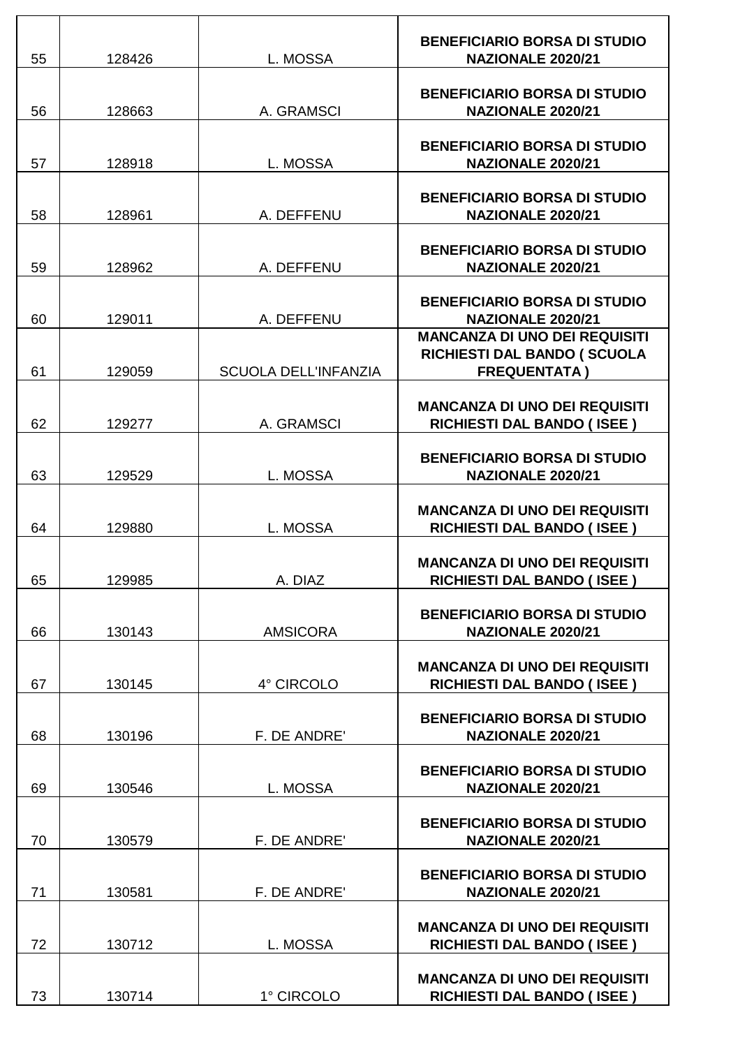| | | | |
|---|---|---|---|
| 55 | 128426 | L. MOSSA | **BENEFICIARIO BORSA DI STUDIO NAZIONALE 2020/21** |
| 56 | 128663 | A. GRAMSCI | **BENEFICIARIO BORSA DI STUDIO NAZIONALE 2020/21** |
| 57 | 128918 | L. MOSSA | **BENEFICIARIO BORSA DI STUDIO NAZIONALE 2020/21** |
| 58 | 128961 | A. DEFFENU | **BENEFICIARIO BORSA DI STUDIO NAZIONALE 2020/21** |
| 59 | 128962 | A. DEFFENU | **BENEFICIARIO BORSA DI STUDIO NAZIONALE 2020/21** |
| 60 | 129011 | A. DEFFENU | **BENEFICIARIO BORSA DI STUDIO NAZIONALE 2020/21** |
| 61 | 129059 | SCUOLA DELL'INFANZIA | **MANCANZA DI UNO DEI REQUISITI RICHIESTI DAL BANDO ( SCUOLA FREQUENTATA )** |
| 62 | 129277 | A. GRAMSCI | **MANCANZA DI UNO DEI REQUISITI RICHIESTI DAL BANDO ( ISEE )** |
| 63 | 129529 | L. MOSSA | **BENEFICIARIO BORSA DI STUDIO NAZIONALE 2020/21** |
| 64 | 129880 | L. MOSSA | **MANCANZA DI UNO DEI REQUISITI RICHIESTI DAL BANDO ( ISEE )** |
| 65 | 129985 | A. DIAZ | **MANCANZA DI UNO DEI REQUISITI RICHIESTI DAL BANDO ( ISEE )** |
| 66 | 130143 | AMSICORA | **BENEFICIARIO BORSA DI STUDIO NAZIONALE 2020/21** |
| 67 | 130145 | 4° CIRCOLO | **MANCANZA DI UNO DEI REQUISITI RICHIESTI DAL BANDO ( ISEE )** |
| 68 | 130196 | F. DE ANDRE' | **BENEFICIARIO BORSA DI STUDIO NAZIONALE 2020/21** |
| 69 | 130546 | L. MOSSA | **BENEFICIARIO BORSA DI STUDIO NAZIONALE 2020/21** |
| 70 | 130579 | F. DE ANDRE' | **BENEFICIARIO BORSA DI STUDIO NAZIONALE 2020/21** |
| 71 | 130581 | F. DE ANDRE' | **BENEFICIARIO BORSA DI STUDIO NAZIONALE 2020/21** |
| 72 | 130712 | L. MOSSA | **MANCANZA DI UNO DEI REQUISITI RICHIESTI DAL BANDO ( ISEE )** |
| 73 | 130714 | 1° CIRCOLO | **MANCANZA DI UNO DEI REQUISITI RICHIESTI DAL BANDO ( ISEE )** |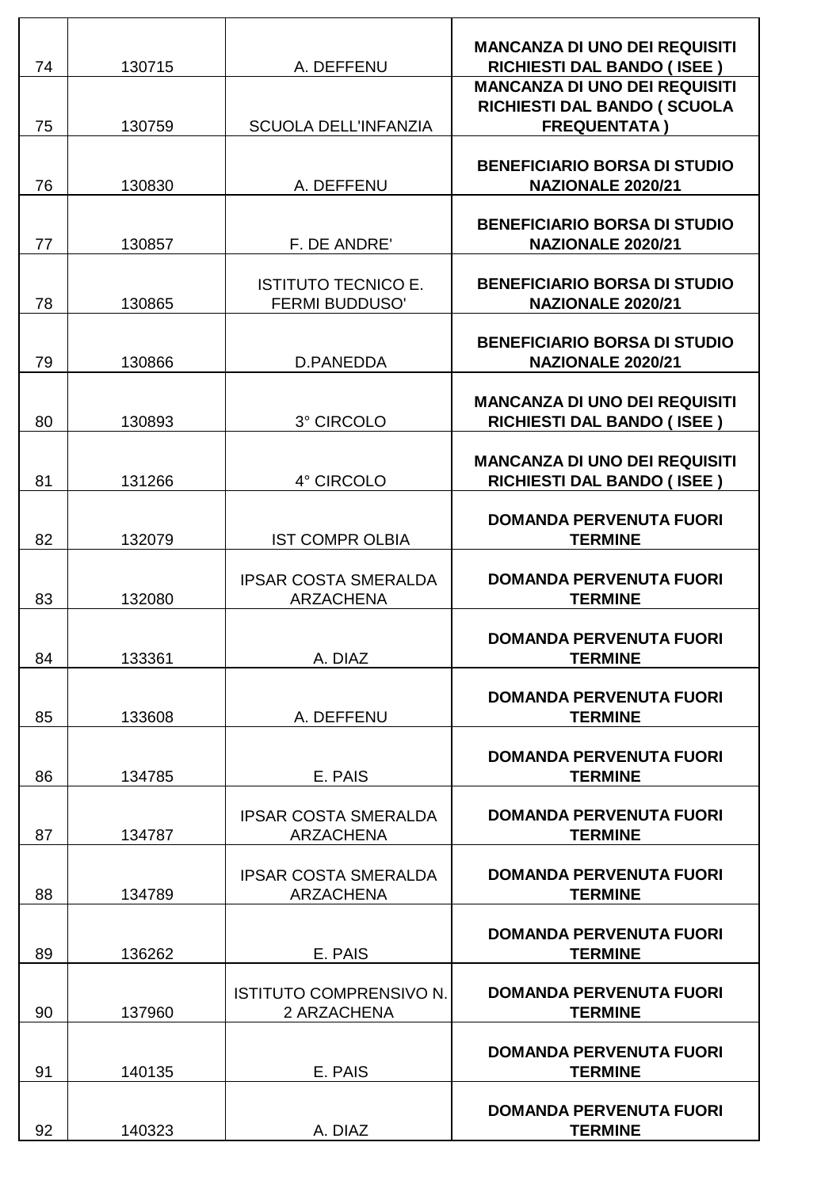| | | | |
|---|---|---|---|
| 74 | 130715 | A. DEFFENU | **MANCANZA DI UNO DEI REQUISITI RICHIESTI DAL BANDO ( ISEE )** |
| 75 | 130759 | SCUOLA DELL'INFANZIA | **MANCANZA DI UNO DEI REQUISITI RICHIESTI DAL BANDO ( SCUOLA FREQUENTATA )** |
| 76 | 130830 | A. DEFFENU | **BENEFICIARIO BORSA DI STUDIO NAZIONALE 2020/21** |
| 77 | 130857 | F. DE ANDRE' | **BENEFICIARIO BORSA DI STUDIO NAZIONALE 2020/21** |
| 78 | 130865 | ISTITUTO TECNICO E. FERMI BUDDUSO' | **BENEFICIARIO BORSA DI STUDIO NAZIONALE 2020/21** |
| 79 | 130866 | D.PANEDDA | **BENEFICIARIO BORSA DI STUDIO NAZIONALE 2020/21** |
| 80 | 130893 | 3° CIRCOLO | **MANCANZA DI UNO DEI REQUISITI RICHIESTI DAL BANDO ( ISEE )** |
| 81 | 131266 | 4° CIRCOLO | **MANCANZA DI UNO DEI REQUISITI RICHIESTI DAL BANDO ( ISEE )** |
| 82 | 132079 | IST COMPR OLBIA | **DOMANDA PERVENUTA FUORI TERMINE** |
| 83 | 132080 | IPSAR COSTA SMERALDA ARZACHENA | **DOMANDA PERVENUTA FUORI TERMINE** |
| 84 | 133361 | A. DIAZ | **DOMANDA PERVENUTA FUORI TERMINE** |
| 85 | 133608 | A. DEFFENU | **DOMANDA PERVENUTA FUORI TERMINE** |
| 86 | 134785 | E. PAIS | **DOMANDA PERVENUTA FUORI TERMINE** |
| 87 | 134787 | IPSAR COSTA SMERALDA ARZACHENA | **DOMANDA PERVENUTA FUORI TERMINE** |
| 88 | 134789 | IPSAR COSTA SMERALDA ARZACHENA | **DOMANDA PERVENUTA FUORI TERMINE** |
| 89 | 136262 | E. PAIS | **DOMANDA PERVENUTA FUORI TERMINE** |
| 90 | 137960 | ISTITUTO COMPRENSIVO N. 2 ARZACHENA | **DOMANDA PERVENUTA FUORI TERMINE** |
| 91 | 140135 | E. PAIS | **DOMANDA PERVENUTA FUORI TERMINE** |
| 92 | 140323 | A. DIAZ | **DOMANDA PERVENUTA FUORI TERMINE** |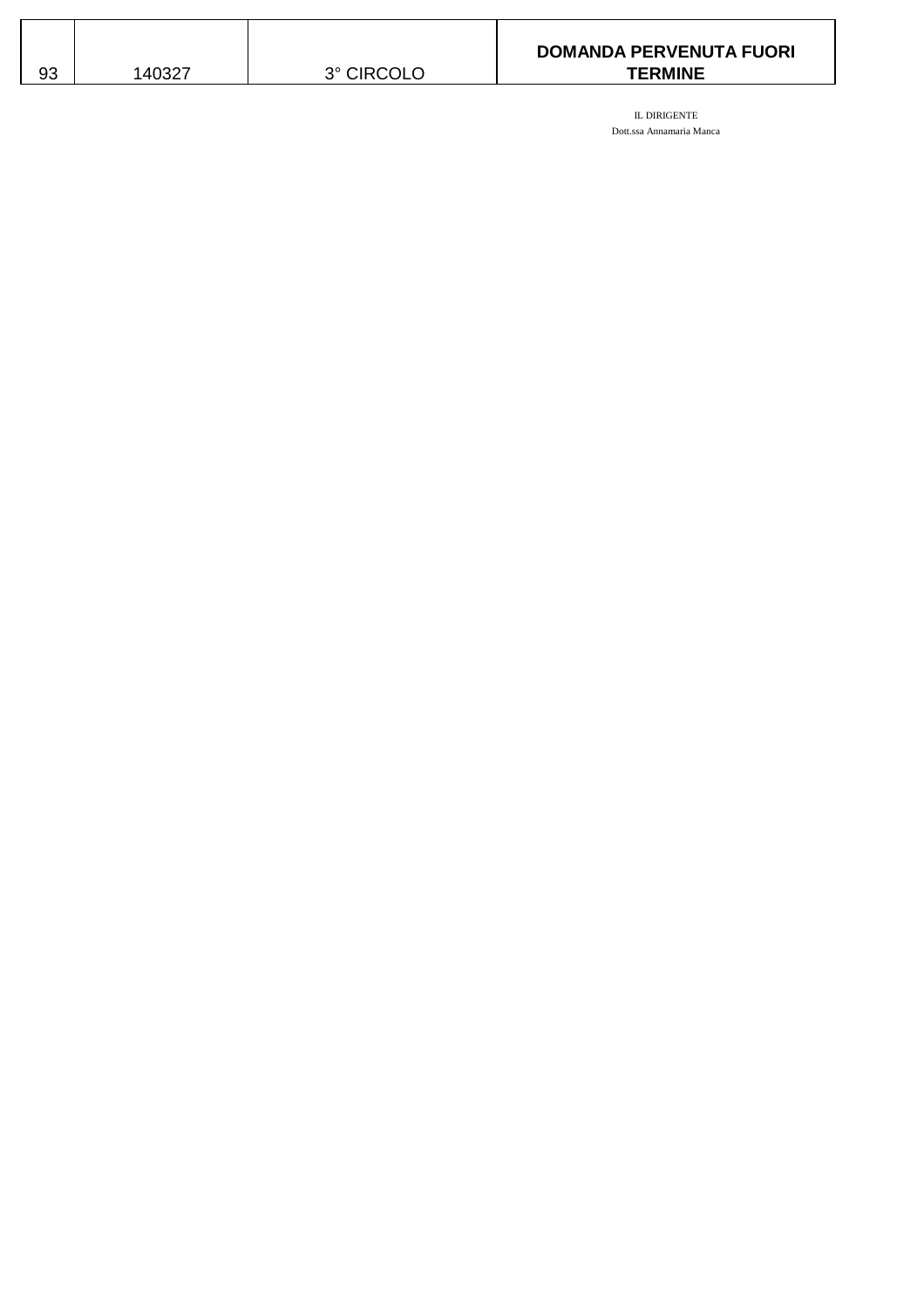| | | | |
|---|---|---|---|
| 93 | 140327 | 3° CIRCOLO | **DOMANDA PERVENUTA FUORI TERMINE** |

IL DIRIGENTE
Dott.ssa Annamaria Manca